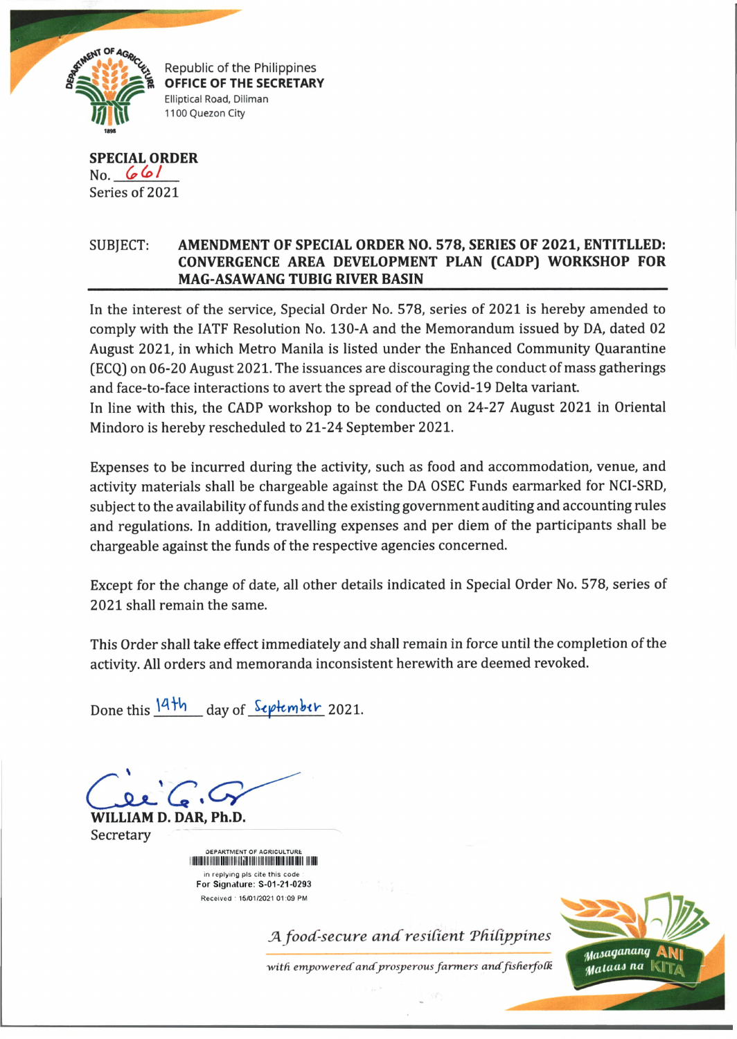Republic of the Philippines
**OFFICE OF THE SECRETARY**
Elliptical Road, Diliman
1100 Quezon City

**SPECIAL ORDER**
No. 661
Series of 2021

SUBJECT: **AMENDMENT OF SPECIAL ORDER NO. 578, SERIES OF 2021, ENTITLED: CONVERGENCE AREA DEVELOPMENT PLAN (CADP) WORKSHOP FOR MAG-ASAWANG TUBIG RIVER BASIN**

In the interest of the service, Special Order No. 578, series of 2021 is hereby amended to comply with the IATF Resolution No. 130-A and the Memorandum issued by DA, dated 02 August 2021, in which Metro Manila is listed under the Enhanced Community Quarantine (ECQ) on 06-20 August 2021. The issuances are discouraging the conduct of mass gatherings and face-to-face interactions to avert the spread of the Covid-19 Delta variant.
In line with this, the CADP workshop to be conducted on 24-27 August 2021 in Oriental Mindoro is hereby rescheduled to 21-24 September 2021.

Expenses to be incurred during the activity, such as food and accommodation, venue, and activity materials shall be chargeable against the DA OSEC Funds earmarked for NCI-SRD, subject to the availability of funds and the existing government auditing and accounting rules and regulations. In addition, travelling expenses and per diem of the participants shall be chargeable against the funds of the respective agencies concerned.

Except for the change of date, all other details indicated in Special Order No. 578, series of 2021 shall remain the same.

This Order shall take effect immediately and shall remain in force until the completion of the activity. All orders and memoranda inconsistent herewith are deemed revoked.

Done this 14th day of September 2021.

**WILLIAM D. DAR, Ph.D.**
Secretary

DEPARTMENT OF AGRICULTURE
in replying pls cite this code
For Signature: S-01-21-0293
Received : 15/01/2021 01:09 PM

*A food-secure and resilient Philippines*
*with empowered and prosperous farmers and fisherfolk*

Masaganang ANI Mataas na KITA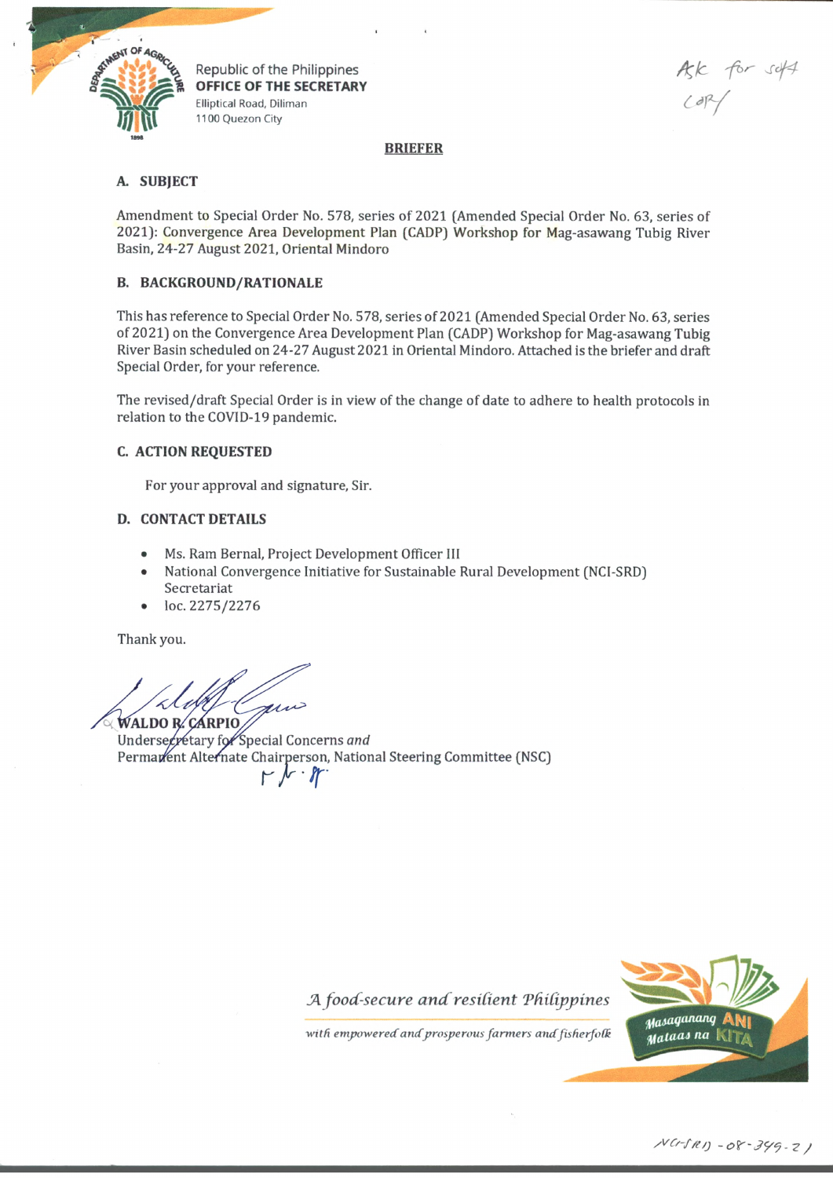Republic of the Philippines
**OFFICE OF THE SECRETARY**
Elliptical Road, Diliman
1100 Quezon City

Ask for soft copy

**BRIEFER**

**A. SUBJECT**

Amendment to Special Order No. 578, series of 2021 (Amended Special Order No. 63, series of 2021): Convergence Area Development Plan (CADP) Workshop for Mag-asawang Tubig River Basin, 24-27 August 2021, Oriental Mindoro

**B. BACKGROUND/RATIONALE**

This has reference to Special Order No. 578, series of 2021 (Amended Special Order No. 63, series of 2021) on the Convergence Area Development Plan (CADP) Workshop for Mag-asawang Tubig River Basin scheduled on 24-27 August 2021 in Oriental Mindoro. Attached is the briefer and draft Special Order, for your reference.

The revised/draft Special Order is in view of the change of date to adhere to health protocols in relation to the COVID-19 pandemic.

**C. ACTION REQUESTED**

For your approval and signature, Sir.

**D. CONTACT DETAILS**

- Ms. Ram Bernal, Project Development Officer III
- National Convergence Initiative for Sustainable Rural Development (NCI-SRD) Secretariat
- loc. 2275/2276

Thank you.

**WALDO R. CARPIO**
Undersecretary for Special Concerns *and*
Permanent Alternate Chairperson, National Steering Committee (NSC)

*A food-secure and resilient Philippines*
*with empowered and prosperous farmers and fisherfolk*

Masaganang ANI Mataas na KITA

NCI-SRD-08-349-21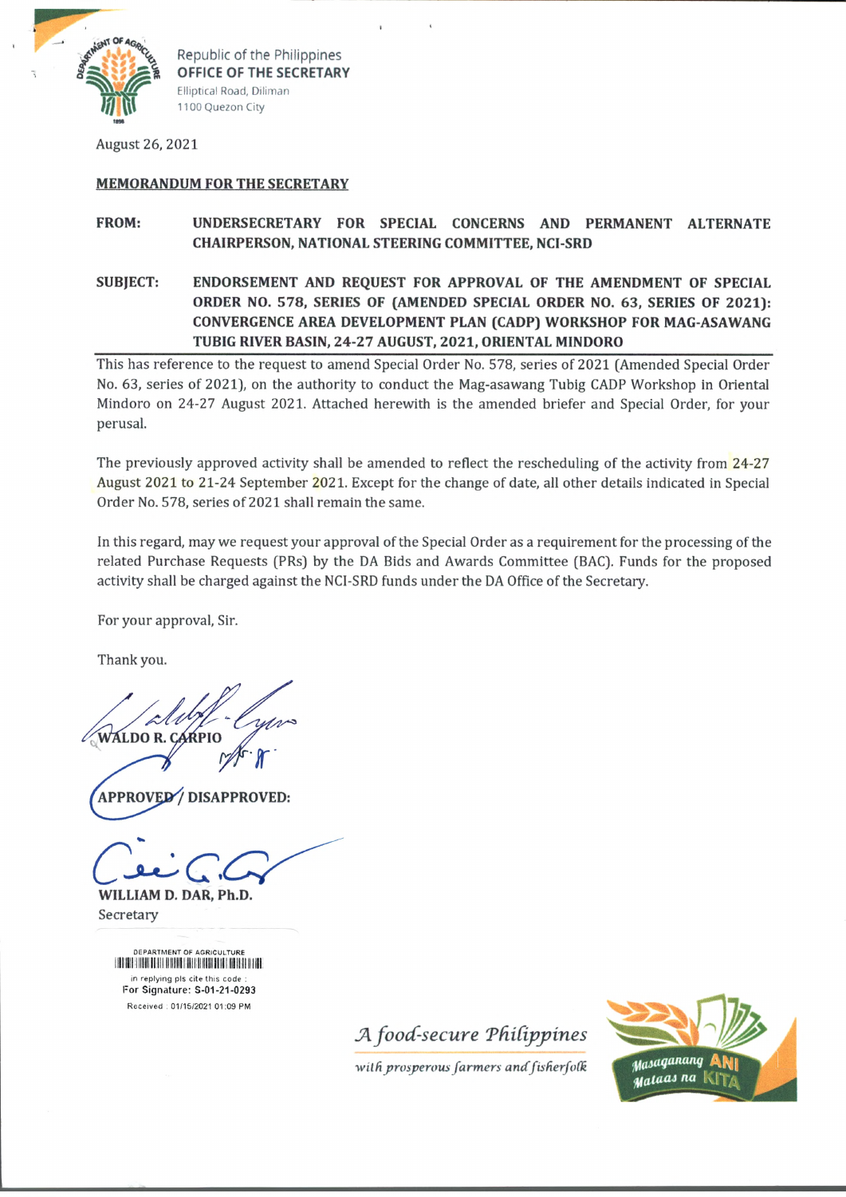Republic of the Philippines
**OFFICE OF THE SECRETARY**
Elliptical Road, Diliman
1100 Quezon City

August 26, 2021

**MEMORANDUM FOR THE SECRETARY**

**FROM:** **UNDERSECRETARY FOR SPECIAL CONCERNS AND PERMANENT ALTERNATE CHAIRPERSON, NATIONAL STEERING COMMITTEE, NCI-SRD**

**SUBJECT:** **ENDORSEMENT AND REQUEST FOR APPROVAL OF THE AMENDMENT OF SPECIAL ORDER NO. 578, SERIES OF (AMENDED SPECIAL ORDER NO. 63, SERIES OF 2021): CONVERGENCE AREA DEVELOPMENT PLAN (CADP) WORKSHOP FOR MAG-ASAWANG TUBIG RIVER BASIN, 24-27 AUGUST, 2021, ORIENTAL MINDORO**

This has reference to the request to amend Special Order No. 578, series of 2021 (Amended Special Order No. 63, series of 2021), on the authority to conduct the Mag-asawang Tubig CADP Workshop in Oriental Mindoro on 24-27 August 2021. Attached herewith is the amended briefer and Special Order, for your perusal.

The previously approved activity shall be amended to reflect the rescheduling of the activity from 24-27 August 2021 to 21-24 September 2021. Except for the change of date, all other details indicated in Special Order No. 578, series of 2021 shall remain the same.

In this regard, may we request your approval of the Special Order as a requirement for the processing of the related Purchase Requests (PRs) by the DA Bids and Awards Committee (BAC). Funds for the proposed activity shall be charged against the NCI-SRD funds under the DA Office of the Secretary.

For your approval, Sir.

Thank you.

**WALDO R. CARPIO**

**APPROVED / DISAPPROVED:**

**WILLIAM D. DAR, Ph.D.**
Secretary

DEPARTMENT OF AGRICULTURE
in replying pls cite this code :
For Signature: S-01-21-0293
Received : 01/15/2021 01:09 PM

*A food-secure Philippines*
*with prosperous farmers and fisherfolk*

Masaganang ANI Mataas na KITA